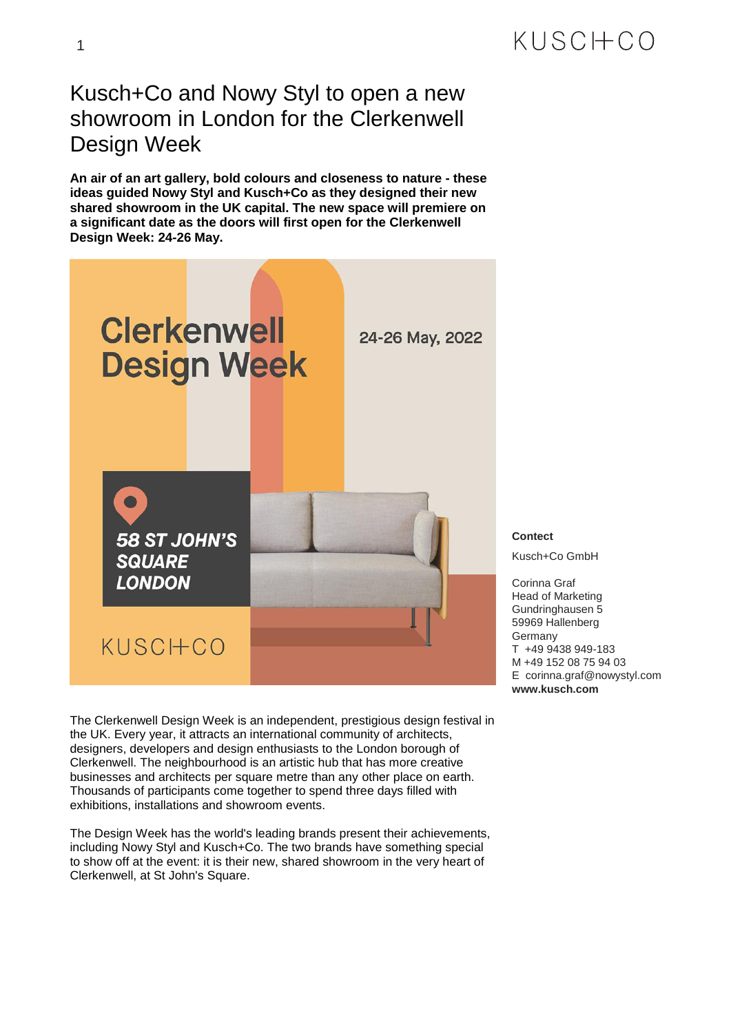# Kusch+Co and Nowy Styl to open a new showroom in London for the Clerkenwell Design Week

**An air of an art gallery, bold colours and closeness to nature - these ideas guided Nowy Styl and Kusch+Co as they designed their new shared showroom in the UK capital. The new space will premiere on a significant date as the doors will first open for the Clerkenwell Design Week: 24-26 May.**

The Clerkenwell Design Week is an independent, prestigious design festival in the UK. Every year, it attracts an international community of architects, designers, developers and design enthusiasts to the London borough of Clerkenwell. The neighbourhood is an artistic hub that has more creative businesses and architects per square metre than any other place on earth. Thousands of participants come together to spend three days filled with exhibitions, installations and showroom events.

The Design Week has the world's leading brands present their achievements, including Nowy Styl and Kusch+Co. The two brands have something special to show off at the event: it is their new, shared showroom in the very heart of Clerkenwell, at St John's Square.

**Contect**

Kusch+Co GmbH

Corinna Graf
Head of Marketing
Gundringhausen 5
59969 Hallenberg
Germany
T +49 9438 949-183
M +49 152 08 75 94 03
E corinna.graf@nowystyl.com
**www.kusch.com**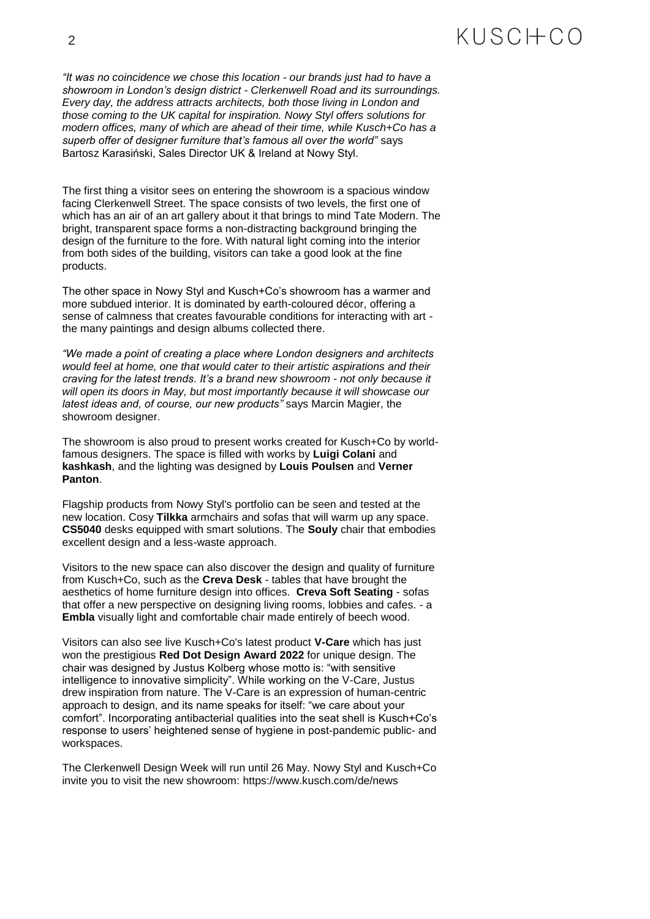*"It was no coincidence we chose this location - our brands just had to have a showroom in London's design district - Clerkenwell Road and its surroundings. Every day, the address attracts architects, both those living in London and those coming to the UK capital for inspiration. Nowy Styl offers solutions for modern offices, many of which are ahead of their time, while Kusch+Co has a superb offer of designer furniture that's famous all over the world"* says Bartosz Karasiński, Sales Director UK & Ireland at Nowy Styl.

The first thing a visitor sees on entering the showroom is a spacious window facing Clerkenwell Street. The space consists of two levels, the first one of which has an air of an art gallery about it that brings to mind Tate Modern. The bright, transparent space forms a non-distracting background bringing the design of the furniture to the fore. With natural light coming into the interior from both sides of the building, visitors can take a good look at the fine products.

The other space in Nowy Styl and Kusch+Co's showroom has a warmer and more subdued interior. It is dominated by earth-coloured décor, offering a sense of calmness that creates favourable conditions for interacting with art - the many paintings and design albums collected there.

*"We made a point of creating a place where London designers and architects would feel at home, one that would cater to their artistic aspirations and their craving for the latest trends. It's a brand new showroom - not only because it will open its doors in May, but most importantly because it will showcase our latest ideas and, of course, our new products"* says Marcin Magier, the showroom designer.

The showroom is also proud to present works created for Kusch+Co by world-famous designers. The space is filled with works by **Luigi Colani** and **kashkash**, and the lighting was designed by **Louis Poulsen** and **Verner Panton**.

Flagship products from Nowy Styl's portfolio can be seen and tested at the new location. Cosy **Tilkka** armchairs and sofas that will warm up any space. **CS5040** desks equipped with smart solutions. The **Souly** chair that embodies excellent design and a less-waste approach.

Visitors to the new space can also discover the design and quality of furniture from Kusch+Co, such as the **Creva Desk** - tables that have brought the aesthetics of home furniture design into offices. **Creva Soft Seating** - sofas that offer a new perspective on designing living rooms, lobbies and cafes. - a **Embla** visually light and comfortable chair made entirely of beech wood.

Visitors can also see live Kusch+Co's latest product **V-Care** which has just won the prestigious **Red Dot Design Award 2022** for unique design. The chair was designed by Justus Kolberg whose motto is: "with sensitive intelligence to innovative simplicity". While working on the V-Care, Justus drew inspiration from nature. The V-Care is an expression of human-centric approach to design, and its name speaks for itself: "we care about your comfort". Incorporating antibacterial qualities into the seat shell is Kusch+Co's response to users' heightened sense of hygiene in post-pandemic public- and workspaces.

The Clerkenwell Design Week will run until 26 May. Nowy Styl and Kusch+Co invite you to visit the new showroom: https://www.kusch.com/de/news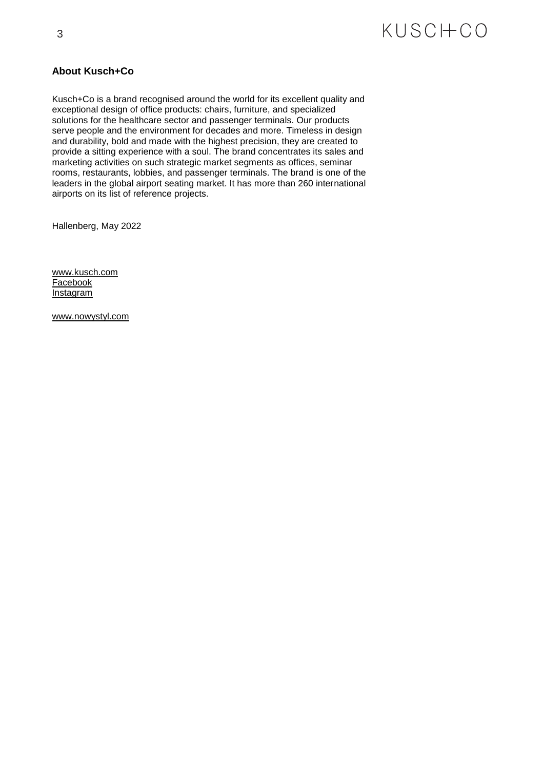## About Kusch+Co

Kusch+Co is a brand recognised around the world for its excellent quality and exceptional design of office products: chairs, furniture, and specialized solutions for the healthcare sector and passenger terminals. Our products serve people and the environment for decades and more. Timeless in design and durability, bold and made with the highest precision, they are created to provide a sitting experience with a soul. The brand concentrates its sales and marketing activities on such strategic market segments as offices, seminar rooms, restaurants, lobbies, and passenger terminals. The brand is one of the leaders in the global airport seating market. It has more than 260 international airports on its list of reference projects.

Hallenberg, May 2022

www.kusch.com
Facebook
Instagram

www.nowystyl.com